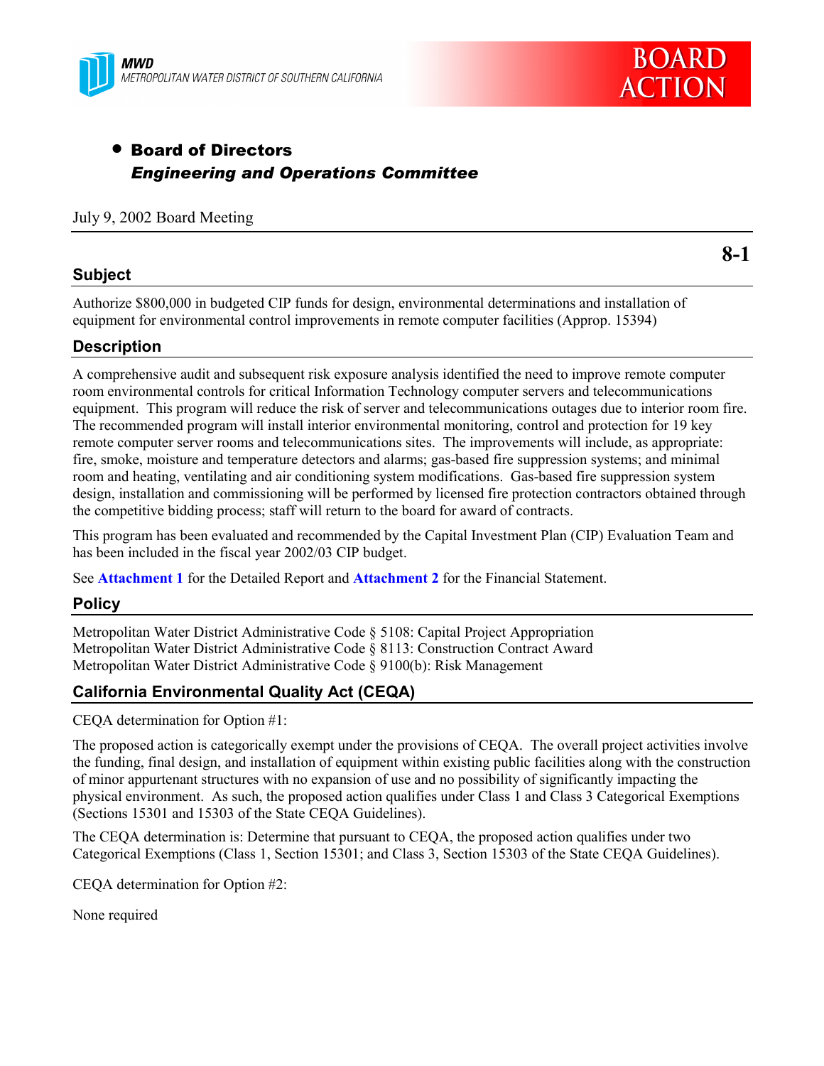MWD
METROPOLITAN WATER DISTRICT OF SOUTHERN CALIFORNIA

BOARD ACTION

- **Board of Directors**
  ***Engineering and Operations Committee***

July 9, 2002 Board Meeting

**8-1**

## Subject

Authorize $800,000 in budgeted CIP funds for design, environmental determinations and installation of equipment for environmental control improvements in remote computer facilities (Approp. 15394)

## Description

A comprehensive audit and subsequent risk exposure analysis identified the need to improve remote computer room environmental controls for critical Information Technology computer servers and telecommunications equipment. This program will reduce the risk of server and telecommunications outages due to interior room fire. The recommended program will install interior environmental monitoring, control and protection for 19 key remote computer server rooms and telecommunications sites. The improvements will include, as appropriate: fire, smoke, moisture and temperature detectors and alarms; gas-based fire suppression systems; and minimal room and heating, ventilating and air conditioning system modifications. Gas-based fire suppression system design, installation and commissioning will be performed by licensed fire protection contractors obtained through the competitive bidding process; staff will return to the board for award of contracts.

This program has been evaluated and recommended by the Capital Investment Plan (CIP) Evaluation Team and has been included in the fiscal year 2002/03 CIP budget.

See **Attachment 1** for the Detailed Report and **Attachment 2** for the Financial Statement.

## Policy

Metropolitan Water District Administrative Code § 5108: Capital Project Appropriation
Metropolitan Water District Administrative Code § 8113: Construction Contract Award
Metropolitan Water District Administrative Code § 9100(b): Risk Management

## California Environmental Quality Act (CEQA)

CEQA determination for Option #1:

The proposed action is categorically exempt under the provisions of CEQA. The overall project activities involve the funding, final design, and installation of equipment within existing public facilities along with the construction of minor appurtenant structures with no expansion of use and no possibility of significantly impacting the physical environment. As such, the proposed action qualifies under Class 1 and Class 3 Categorical Exemptions (Sections 15301 and 15303 of the State CEQA Guidelines).

The CEQA determination is: Determine that pursuant to CEQA, the proposed action qualifies under two Categorical Exemptions (Class 1, Section 15301; and Class 3, Section 15303 of the State CEQA Guidelines).

CEQA determination for Option #2:

None required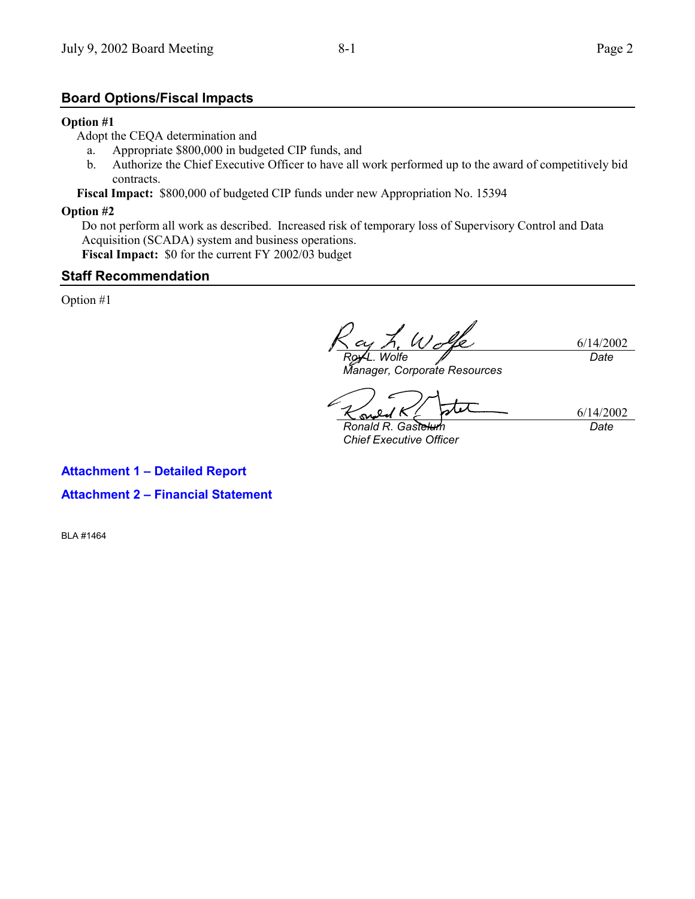## Board Options/Fiscal Impacts

**Option #1**

Adopt the CEQA determination and

a. Appropriate $800,000 in budgeted CIP funds, and
b. Authorize the Chief Executive Officer to have all work performed up to the award of competitively bid contracts.

**Fiscal Impact:** $800,000 of budgeted CIP funds under new Appropriation No. 15394

**Option #2**

Do not perform all work as described. Increased risk of temporary loss of Supervisory Control and Data Acquisition (SCADA) system and business operations.

**Fiscal Impact:** $0 for the current FY 2002/03 budget

## Staff Recommendation

Option #1

*Roy L. Wolfe*
*Manager, Corporate Resources*

6/14/2002
*Date*

*Ronald R. Gastelum*
*Chief Executive Officer*

6/14/2002
*Date*

**Attachment 1 – Detailed Report**

**Attachment 2 – Financial Statement**

BLA #1464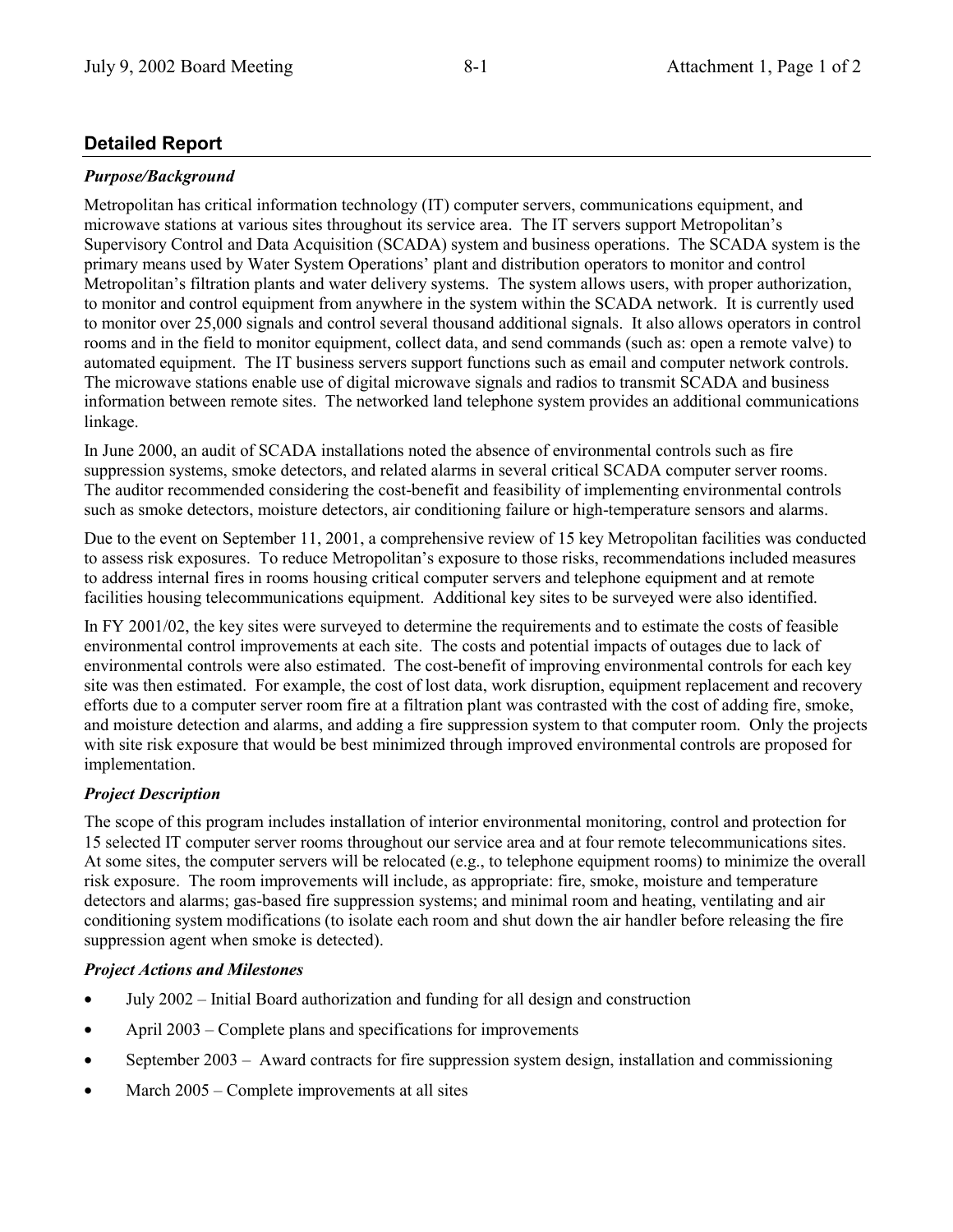## Detailed Report

### *Purpose/Background*

Metropolitan has critical information technology (IT) computer servers, communications equipment, and microwave stations at various sites throughout its service area. The IT servers support Metropolitan's Supervisory Control and Data Acquisition (SCADA) system and business operations. The SCADA system is the primary means used by Water System Operations' plant and distribution operators to monitor and control Metropolitan's filtration plants and water delivery systems. The system allows users, with proper authorization, to monitor and control equipment from anywhere in the system within the SCADA network. It is currently used to monitor over 25,000 signals and control several thousand additional signals. It also allows operators in control rooms and in the field to monitor equipment, collect data, and send commands (such as: open a remote valve) to automated equipment. The IT business servers support functions such as email and computer network controls. The microwave stations enable use of digital microwave signals and radios to transmit SCADA and business information between remote sites. The networked land telephone system provides an additional communications linkage.

In June 2000, an audit of SCADA installations noted the absence of environmental controls such as fire suppression systems, smoke detectors, and related alarms in several critical SCADA computer server rooms. The auditor recommended considering the cost-benefit and feasibility of implementing environmental controls such as smoke detectors, moisture detectors, air conditioning failure or high-temperature sensors and alarms.

Due to the event on September 11, 2001, a comprehensive review of 15 key Metropolitan facilities was conducted to assess risk exposures. To reduce Metropolitan's exposure to those risks, recommendations included measures to address internal fires in rooms housing critical computer servers and telephone equipment and at remote facilities housing telecommunications equipment. Additional key sites to be surveyed were also identified.

In FY 2001/02, the key sites were surveyed to determine the requirements and to estimate the costs of feasible environmental control improvements at each site. The costs and potential impacts of outages due to lack of environmental controls were also estimated. The cost-benefit of improving environmental controls for each key site was then estimated. For example, the cost of lost data, work disruption, equipment replacement and recovery efforts due to a computer server room fire at a filtration plant was contrasted with the cost of adding fire, smoke, and moisture detection and alarms, and adding a fire suppression system to that computer room. Only the projects with site risk exposure that would be best minimized through improved environmental controls are proposed for implementation.

### *Project Description*

The scope of this program includes installation of interior environmental monitoring, control and protection for 15 selected IT computer server rooms throughout our service area and at four remote telecommunications sites. At some sites, the computer servers will be relocated (e.g., to telephone equipment rooms) to minimize the overall risk exposure. The room improvements will include, as appropriate: fire, smoke, moisture and temperature detectors and alarms; gas-based fire suppression systems; and minimal room and heating, ventilating and air conditioning system modifications (to isolate each room and shut down the air handler before releasing the fire suppression agent when smoke is detected).

### *Project Actions and Milestones*

- July 2002 – Initial Board authorization and funding for all design and construction
- April 2003 – Complete plans and specifications for improvements
- September 2003 – Award contracts for fire suppression system design, installation and commissioning
- March 2005 – Complete improvements at all sites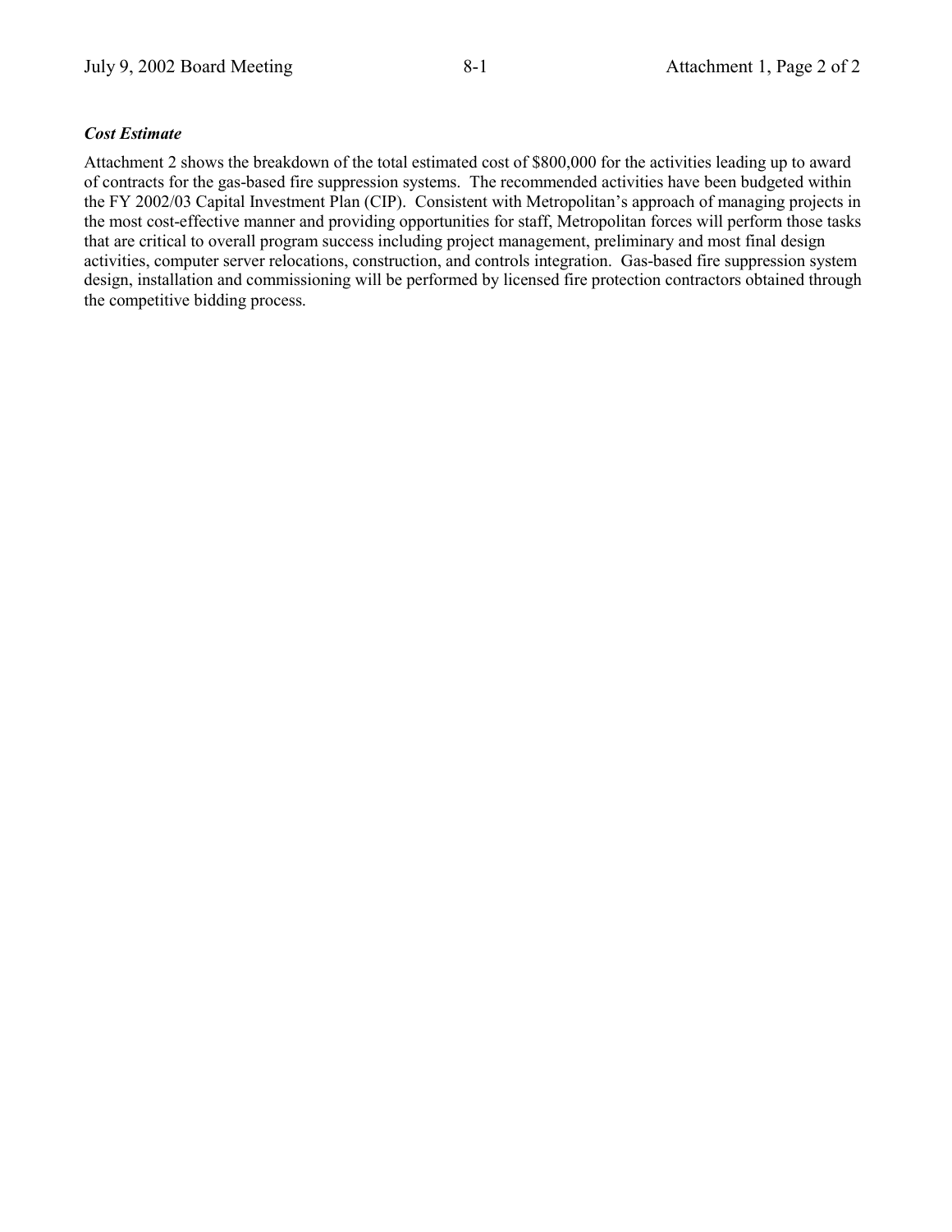***Cost Estimate***

Attachment 2 shows the breakdown of the total estimated cost of $800,000 for the activities leading up to award of contracts for the gas-based fire suppression systems. The recommended activities have been budgeted within the FY 2002/03 Capital Investment Plan (CIP). Consistent with Metropolitan's approach of managing projects in the most cost-effective manner and providing opportunities for staff, Metropolitan forces will perform those tasks that are critical to overall program success including project management, preliminary and most final design activities, computer server relocations, construction, and controls integration. Gas-based fire suppression system design, installation and commissioning will be performed by licensed fire protection contractors obtained through the competitive bidding process.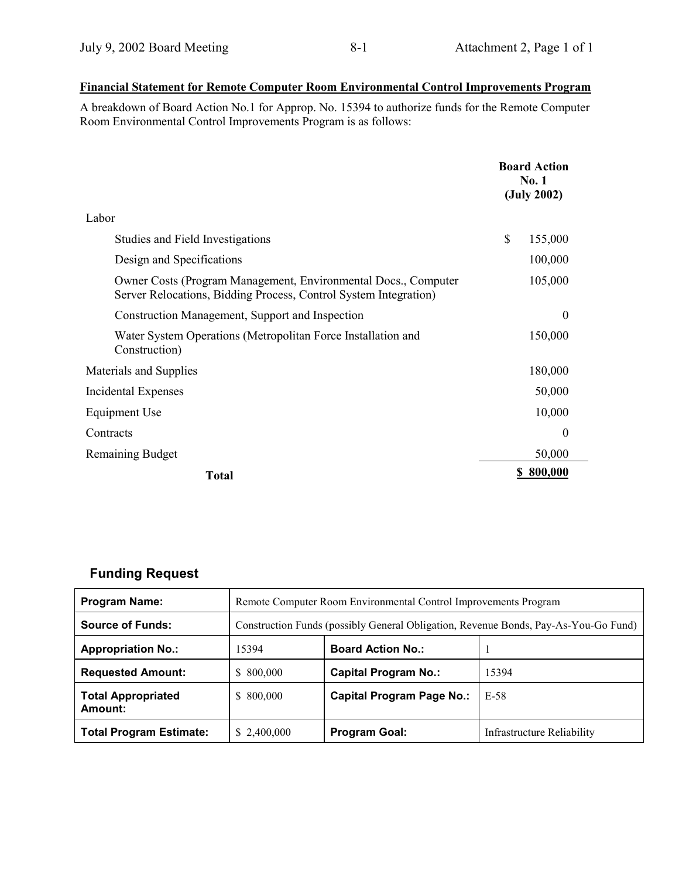**Financial Statement for Remote Computer Room Environmental Control Improvements Program**

A breakdown of Board Action No.1 for Approp. No. 15394 to authorize funds for the Remote Computer Room Environmental Control Improvements Program is as follows:

| | Board Action No. 1 (July 2002) |
|---|---|
| Labor | |
| Studies and Field Investigations | $ 155,000 |
| Design and Specifications | 100,000 |
| Owner Costs (Program Management, Environmental Docs., Computer Server Relocations, Bidding Process, Control System Integration) | 105,000 |
| Construction Management, Support and Inspection | 0 |
| Water System Operations (Metropolitan Force Installation and Construction) | 150,000 |
| Materials and Supplies | 180,000 |
| Incidental Expenses | 50,000 |
| Equipment Use | 10,000 |
| Contracts | 0 |
| Remaining Budget | 50,000 |
| **Total** | **$ 800,000** |

## Funding Request

| | | | |
|---|---|---|---|
| **Program Name:** | Remote Computer Room Environmental Control Improvements Program | | |
| **Source of Funds:** | Construction Funds (possibly General Obligation, Revenue Bonds, Pay-As-You-Go Fund) | | |
| **Appropriation No.:** | 15394 | **Board Action No.:** | 1 |
| **Requested Amount:** | $ 800,000 | **Capital Program No.:** | 15394 |
| **Total Appropriated Amount:** | $ 800,000 | **Capital Program Page No.:** | E-58 |
| **Total Program Estimate:** | $ 2,400,000 | **Program Goal:** | Infrastructure Reliability |